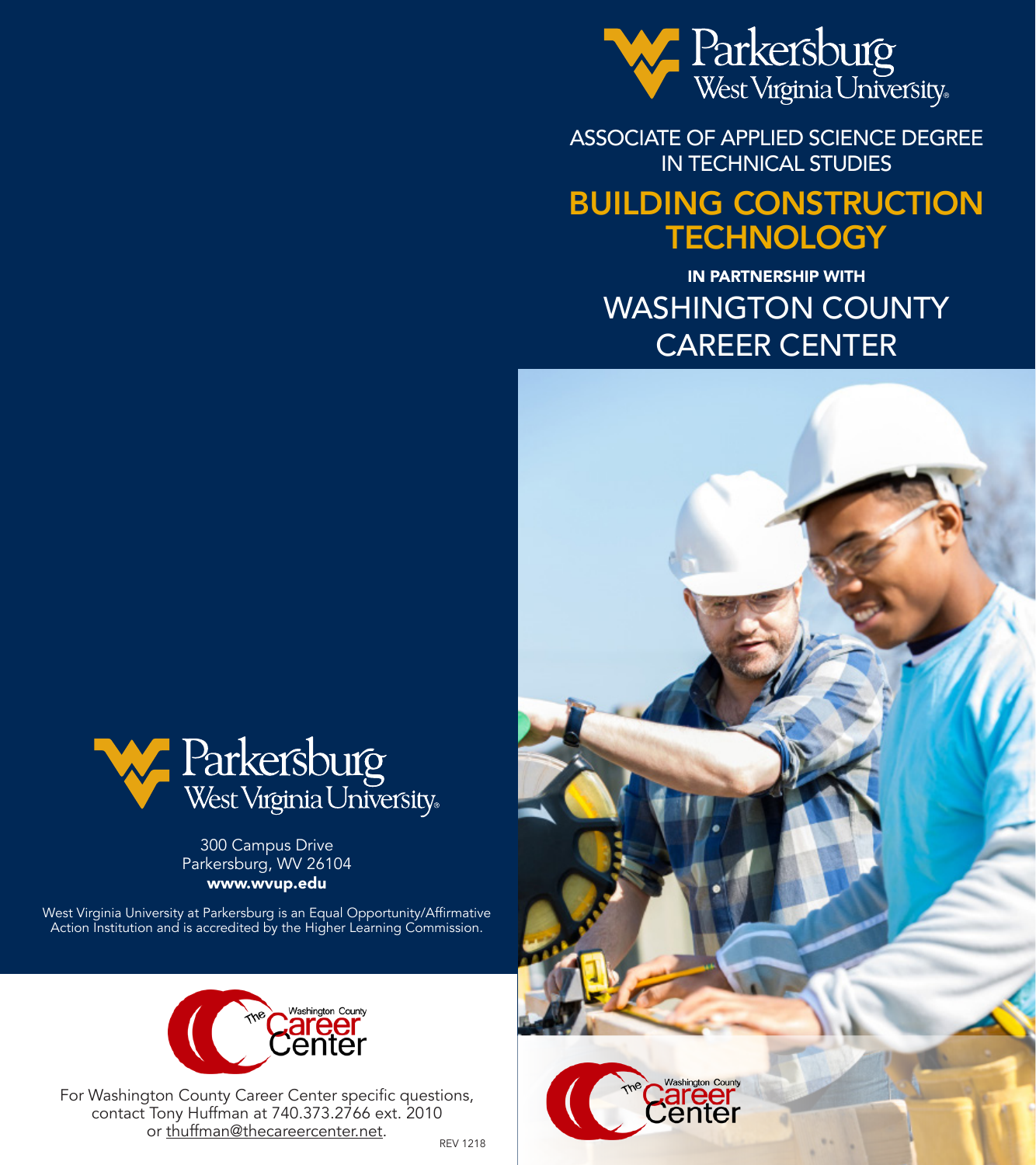Parkersburg
West Virginia University

ASSOCIATE OF APPLIED SCIENCE DEGREE IN TECHNICAL STUDIES

# BUILDING CONSTRUCTION TECHNOLOGY

**IN PARTNERSHIP WITH**

## WASHINGTON COUNTY CAREER CENTER

The Washington County Career Center

Parkersburg
West Virginia University

300 Campus Drive
Parkersburg, WV 26104
**www.wvup.edu**

West Virginia University at Parkersburg is an Equal Opportunity/Affirmative Action Institution and is accredited by the Higher Learning Commission.

The Washington County Career Center

For Washington County Career Center specific questions, contact Tony Huffman at 740.373.2766 ext. 2010 or thuffman@thecareercenter.net.

REV 1218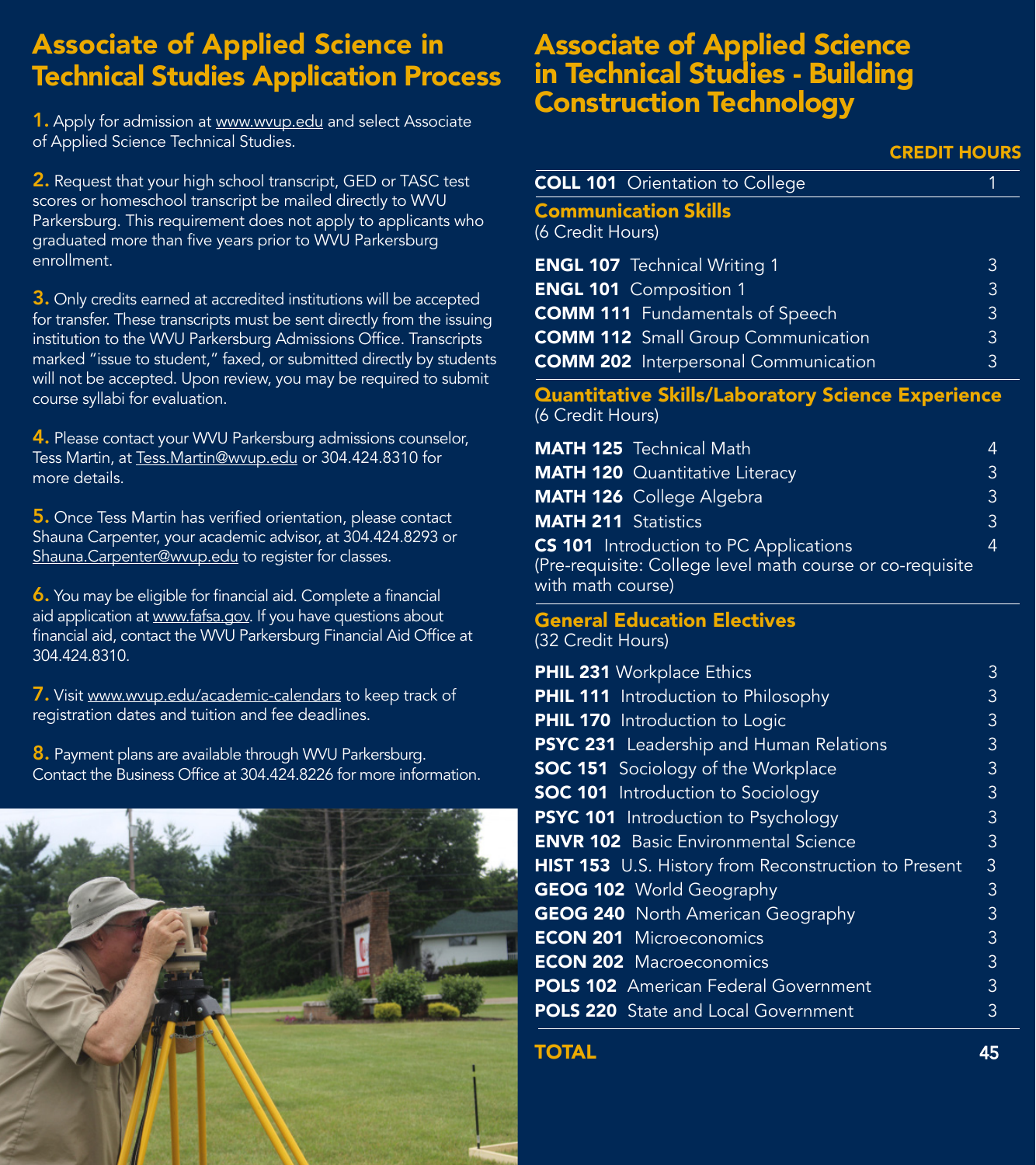## Associate of Applied Science in Technical Studies Application Process

**1.** Apply for admission at www.wvup.edu and select Associate of Applied Science Technical Studies.

**2.** Request that your high school transcript, GED or TASC test scores or homeschool transcript be mailed directly to WVU Parkersburg. This requirement does not apply to applicants who graduated more than five years prior to WVU Parkersburg enrollment.

**3.** Only credits earned at accredited institutions will be accepted for transfer. These transcripts must be sent directly from the issuing institution to the WVU Parkersburg Admissions Office. Transcripts marked "issue to student," faxed, or submitted directly by students will not be accepted. Upon review, you may be required to submit course syllabi for evaluation.

**4.** Please contact your WVU Parkersburg admissions counselor, Tess Martin, at Tess.Martin@wvup.edu or 304.424.8310 for more details.

**5.** Once Tess Martin has verified orientation, please contact Shauna Carpenter, your academic advisor, at 304.424.8293 or Shauna.Carpenter@wvup.edu to register for classes.

**6.** You may be eligible for financial aid. Complete a financial aid application at www.fafsa.gov. If you have questions about financial aid, contact the WVU Parkersburg Financial Aid Office at 304.424.8310.

**7.** Visit www.wvup.edu/academic-calendars to keep track of registration dates and tuition and fee deadlines.

**8.** Payment plans are available through WVU Parkersburg. Contact the Business Office at 304.424.8226 for more information.

## Associate of Applied Science in Technical Studies - Building Construction Technology

| | CREDIT HOURS |
|---|---|
| **COLL 101** Orientation to College | 1 |
| **Communication Skills** (6 Credit Hours) | |
| **ENGL 107** Technical Writing 1 | 3 |
| **ENGL 101** Composition 1 | 3 |
| **COMM 111** Fundamentals of Speech | 3 |
| **COMM 112** Small Group Communication | 3 |
| **COMM 202** Interpersonal Communication | 3 |
| **Quantitative Skills/Laboratory Science Experience** (6 Credit Hours) | |
| **MATH 125** Technical Math | 4 |
| **MATH 120** Quantitative Literacy | 3 |
| **MATH 126** College Algebra | 3 |
| **MATH 211** Statistics | 3 |
| **CS 101** Introduction to PC Applications (Pre-requisite: College level math course or co-requisite with math course) | 4 |
| **General Education Electives** (32 Credit Hours) | |
| **PHIL 231** Workplace Ethics | 3 |
| **PHIL 111** Introduction to Philosophy | 3 |
| **PHIL 170** Introduction to Logic | 3 |
| **PSYC 231** Leadership and Human Relations | 3 |
| **SOC 151** Sociology of the Workplace | 3 |
| **SOC 101** Introduction to Sociology | 3 |
| **PSYC 101** Introduction to Psychology | 3 |
| **ENVR 102** Basic Environmental Science | 3 |
| **HIST 153** U.S. History from Reconstruction to Present | 3 |
| **GEOG 102** World Geography | 3 |
| **GEOG 240** North American Geography | 3 |
| **ECON 201** Microeconomics | 3 |
| **ECON 202** Macroeconomics | 3 |
| **POLS 102** American Federal Government | 3 |
| **POLS 220** State and Local Government | 3 |
| **TOTAL** | **45** |